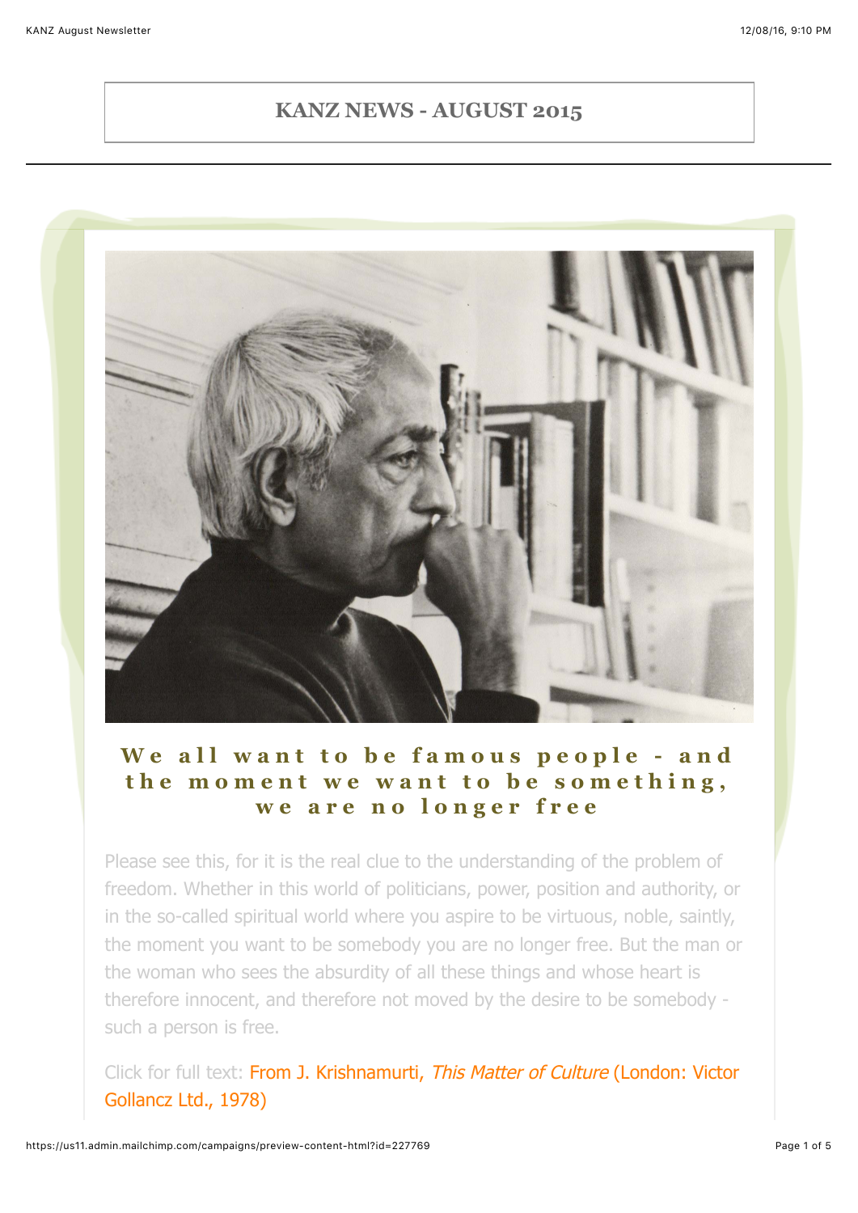# KANZ NEWS - AUGUST 2015

## We all want to be famous people - and the moment we want to be something, we are no longer free

Please see this, for it is the real clue to the understanding of the problem of freedom. Whether in this world of politicians, power, position and authority, or in the so-called spiritual world where you aspire to be virtuous, noble, saintly, the moment you want to be somebody you are no longer free. But the man or the woman who sees the absurdity of all these things and whose heart is therefore innocent, and therefore not moved by the desire to be somebody - such a person is free.

Click for full text: From J. Krishnamurti, *This Matter of Culture* (London: Victor Gollancz Ltd., 1978)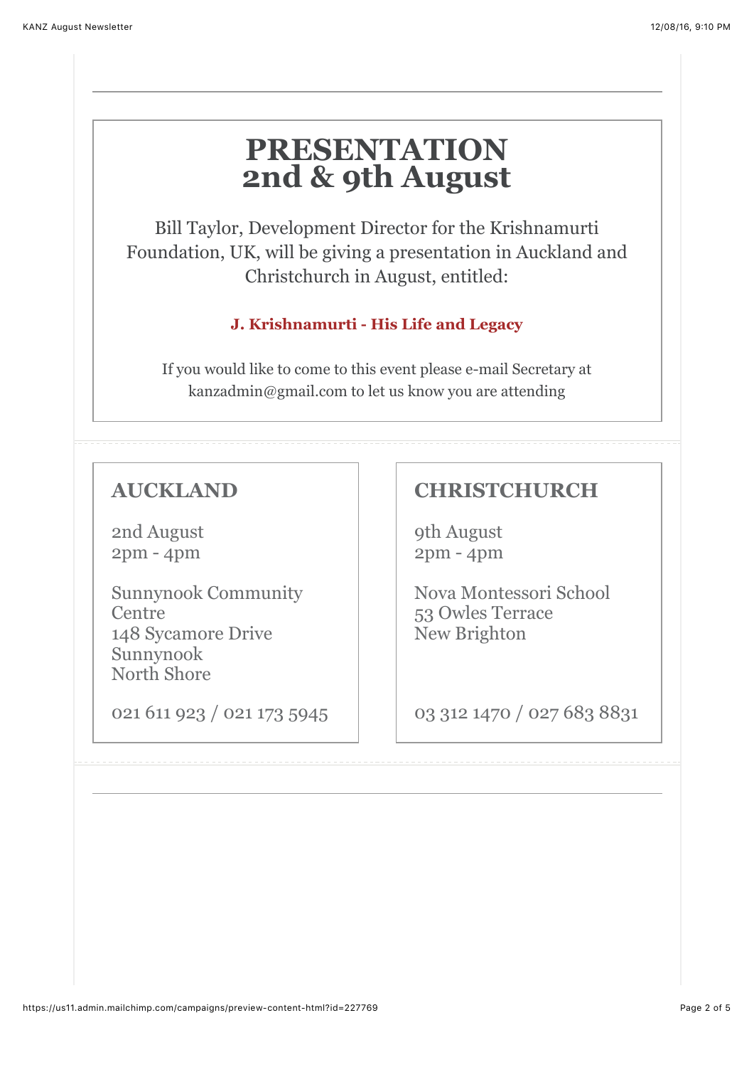# PRESENTATION
# 2nd & 9th August

Bill Taylor, Development Director for the Krishnamurti Foundation, UK, will be giving a presentation in Auckland and Christchurch in August, entitled:

**J. Krishnamurti - His Life and Legacy**

If you would like to come to this event please e-mail Secretary at kanzadmin@gmail.com to let us know you are attending

---

## AUCKLAND

2nd August
2pm - 4pm

Sunnynook Community Centre
148 Sycamore Drive
Sunnynook
North Shore

021 611 923 / 021 173 5945

## CHRISTCHURCH

9th August
2pm - 4pm

Nova Montessori School
53 Owles Terrace
New Brighton

03 312 1470 / 027 683 8831

---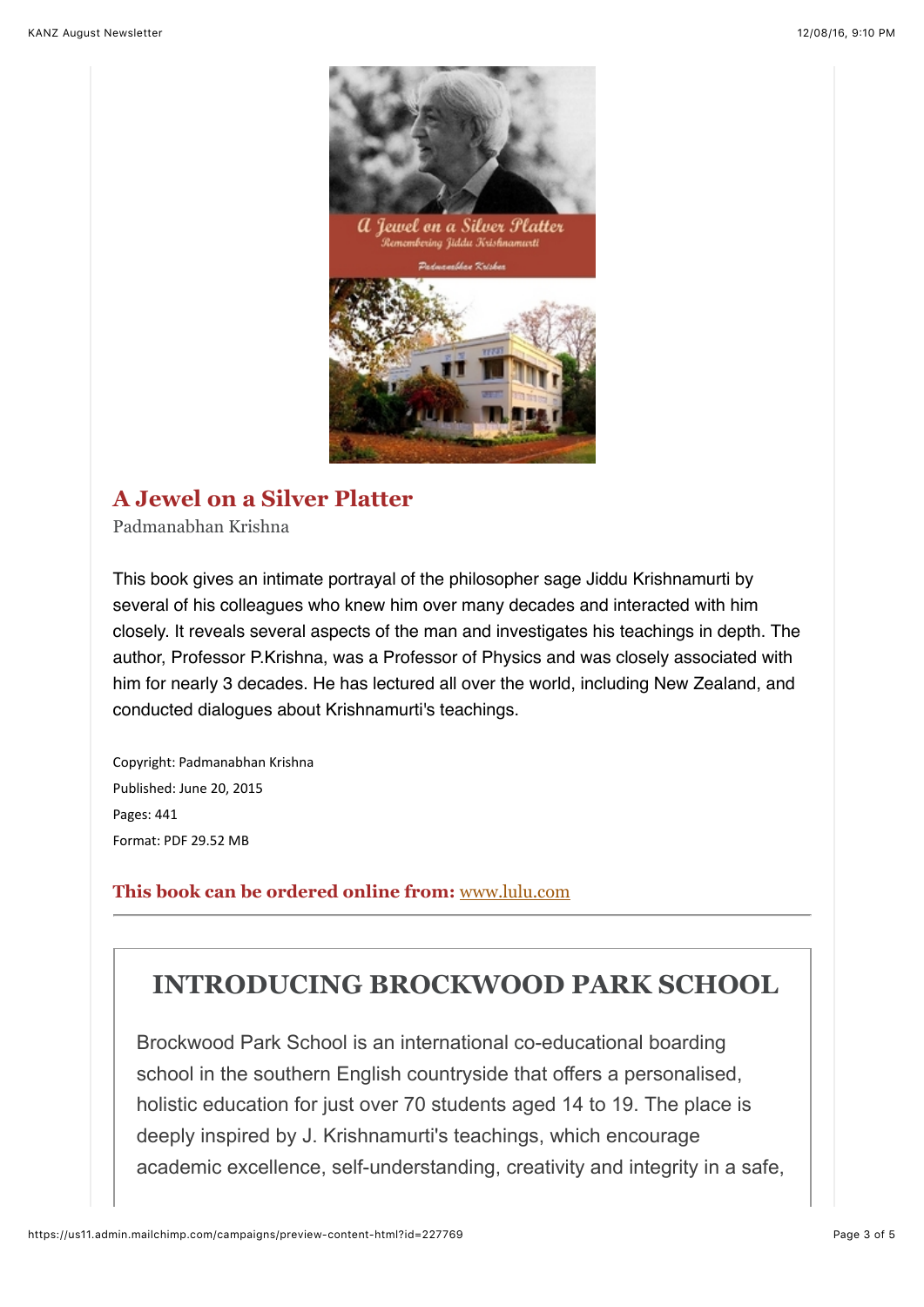## A Jewel on a Silver Platter

Padmanabhan Krishna

This book gives an intimate portrayal of the philosopher sage Jiddu Krishnamurti by several of his colleagues who knew him over many decades and interacted with him closely. It reveals several aspects of the man and investigates his teachings in depth. The author, Professor P.Krishna, was a Professor of Physics and was closely associated with him for nearly 3 decades. He has lectured all over the world, including New Zealand, and conducted dialogues about Krishnamurti's teachings.

Copyright: Padmanabhan Krishna
Published: June 20, 2015
Pages: 441
Format: PDF 29.52 MB

**This book can be ordered online from:** [www.lulu.com](www.lulu.com)

---

## INTRODUCING BROCKWOOD PARK SCHOOL

Brockwood Park School is an international co-educational boarding school in the southern English countryside that offers a personalised, holistic education for just over 70 students aged 14 to 19. The place is deeply inspired by J. Krishnamurti's teachings, which encourage academic excellence, self-understanding, creativity and integrity in a safe,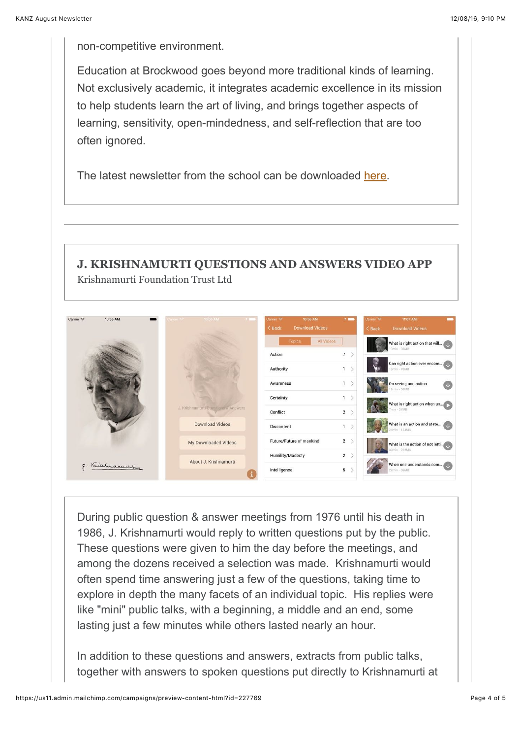non-competitive environment.

Education at Brockwood goes beyond more traditional kinds of learning. Not exclusively academic, it integrates academic excellence in its mission to help students learn the art of living, and brings together aspects of learning, sensitivity, open-mindedness, and self-reflection that are too often ignored.

The latest newsletter from the school can be downloaded here.

---

## J. KRISHNAMURTI QUESTIONS AND ANSWERS VIDEO APP

Krishnamurti Foundation Trust Ltd

During public question & answer meetings from 1976 until his death in 1986, J. Krishnamurti would reply to written questions put by the public. These questions were given to him the day before the meetings, and among the dozens received a selection was made. Krishnamurti would often spend time answering just a few of the questions, taking time to explore in depth the many facets of an individual topic. His replies were like "mini" public talks, with a beginning, a middle and an end, some lasting just a few minutes while others lasted nearly an hour.

In addition to these questions and answers, extracts from public talks, together with answers to spoken questions put directly to Krishnamurti at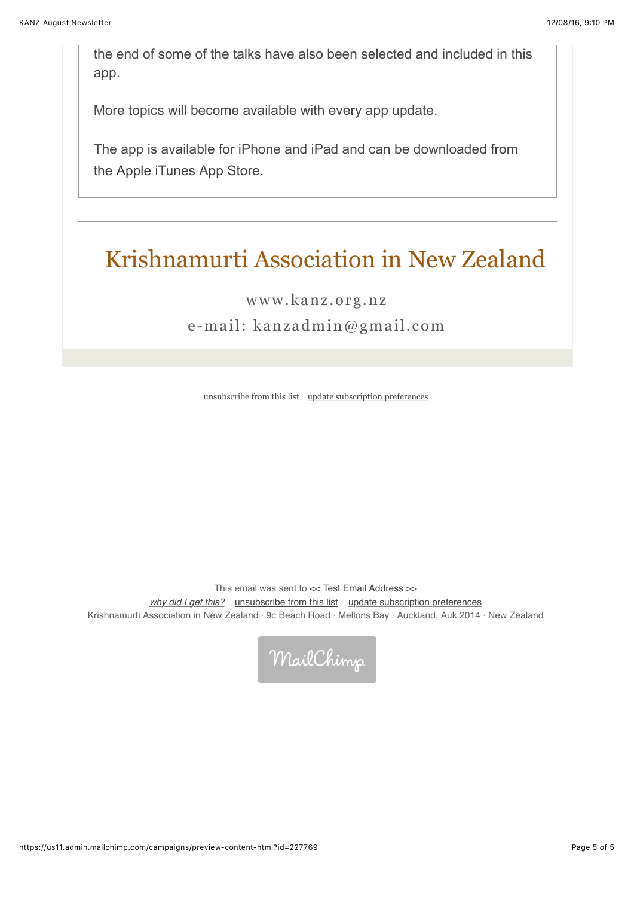the end of some of the talks have also been selected and included in this app.

More topics will become available with every app update.

The app is available for iPhone and iPad and can be downloaded from the Apple iTunes App Store.

---

# Krishnamurti Association in New Zealand

www.kanz.org.nz

e-mail: kanzadmin@gmail.com

unsubscribe from this list update subscription preferences

This email was sent to << Test Email Address >>

*why did I get this?* unsubscribe from this list update subscription preferences

Krishnamurti Association in New Zealand · 9c Beach Road · Mellons Bay · Auckland, Auk 2014 · New Zealand

MailChimp